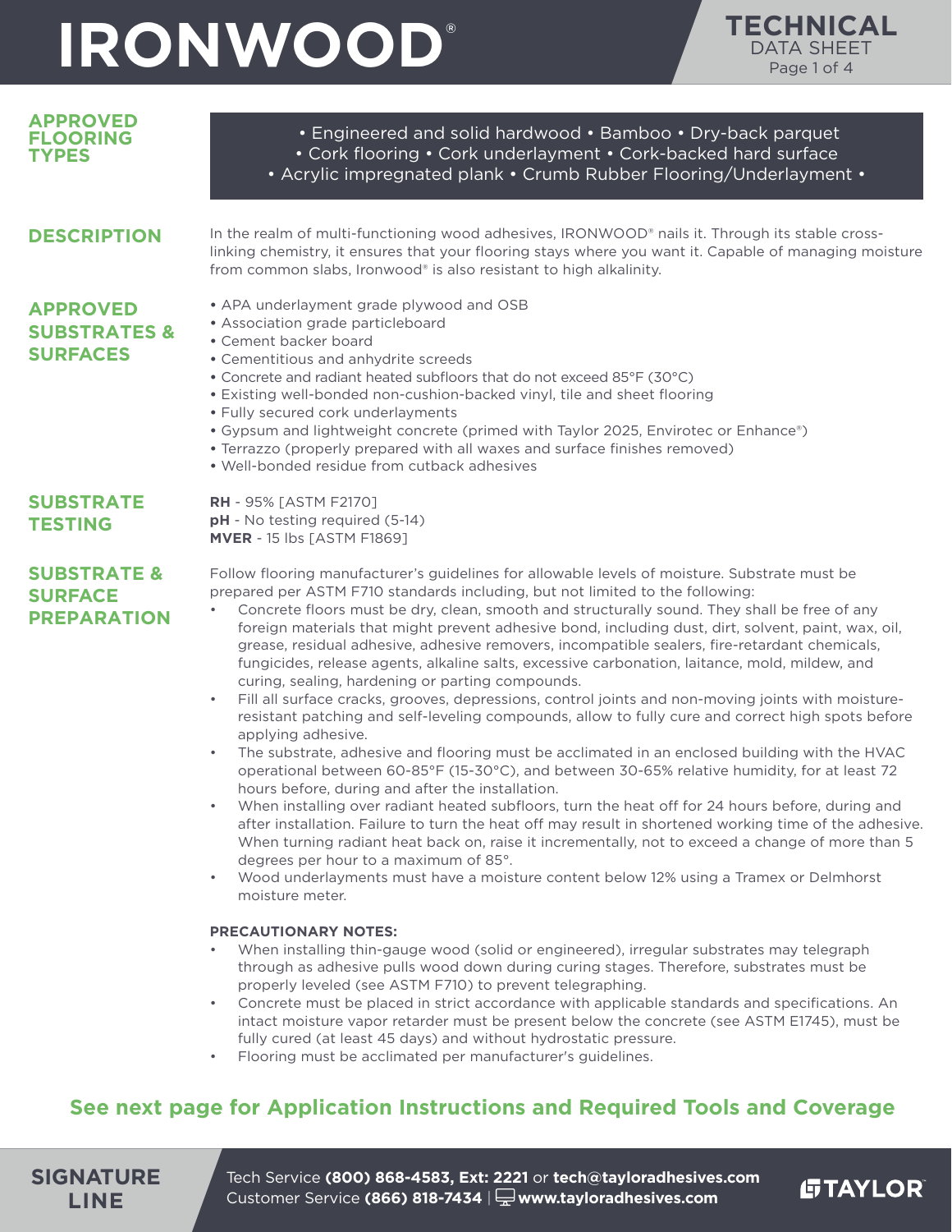# IRONWOOD®

## TECHNICAL DATA SHEET

## APPROVED FLOORING TYPES

• Engineered and solid hardwood • Bamboo • Dry-back parquet
• Cork flooring • Cork underlayment • Cork-backed hard surface
• Acrylic impregnated plank • Crumb Rubber Flooring/Underlayment •

## DESCRIPTION

In the realm of multi-functioning wood adhesives, IRONWOOD® nails it. Through its stable cross-linking chemistry, it ensures that your flooring stays where you want it. Capable of managing moisture from common slabs, Ironwood® is also resistant to high alkalinity.

## APPROVED SUBSTRATES & SURFACES

- APA underlayment grade plywood and OSB
- Association grade particleboard
- Cement backer board
- Cementitious and anhydrite screeds
- Concrete and radiant heated subfloors that do not exceed 85°F (30°C)
- Existing well-bonded non-cushion-backed vinyl, tile and sheet flooring
- Fully secured cork underlayments
- Gypsum and lightweight concrete (primed with Taylor 2025, Envirotec or Enhance®)
- Terrazzo (properly prepared with all waxes and surface finishes removed)
- Well-bonded residue from cutback adhesives

## SUBSTRATE TESTING

**RH** - 95% [ASTM F2170]
**pH** - No testing required (5-14)
**MVER** - 15 lbs [ASTM F1869]

## SUBSTRATE & SURFACE PREPARATION

Follow flooring manufacturer's guidelines for allowable levels of moisture. Substrate must be prepared per ASTM F710 standards including, but not limited to the following:

- Concrete floors must be dry, clean, smooth and structurally sound. They shall be free of any foreign materials that might prevent adhesive bond, including dust, dirt, solvent, paint, wax, oil, grease, residual adhesive, adhesive removers, incompatible sealers, fire-retardant chemicals, fungicides, release agents, alkaline salts, excessive carbonation, laitance, mold, mildew, and curing, sealing, hardening or parting compounds.
- Fill all surface cracks, grooves, depressions, control joints and non-moving joints with moisture-resistant patching and self-leveling compounds, allow to fully cure and correct high spots before applying adhesive.
- The substrate, adhesive and flooring must be acclimated in an enclosed building with the HVAC operational between 60-85°F (15-30°C), and between 30-65% relative humidity, for at least 72 hours before, during and after the installation.
- When installing over radiant heated subfloors, turn the heat off for 24 hours before, during and after installation. Failure to turn the heat off may result in shortened working time of the adhesive. When turning radiant heat back on, raise it incrementally, not to exceed a change of more than 5 degrees per hour to a maximum of 85°.
- Wood underlayments must have a moisture content below 12% using a Tramex or Delmhorst moisture meter.

**PRECAUTIONARY NOTES:**

- When installing thin-gauge wood (solid or engineered), irregular substrates may telegraph through as adhesive pulls wood down during curing stages. Therefore, substrates must be properly leveled (see ASTM F710) to prevent telegraphing.
- Concrete must be placed in strict accordance with applicable standards and specifications. An intact moisture vapor retarder must be present below the concrete (see ASTM E1745), must be fully cured (at least 45 days) and without hydrostatic pressure.
- Flooring must be acclimated per manufacturer's guidelines.

**See next page for Application Instructions and Required Tools and Coverage**

SIGNATURE LINE

Tech Service **(800) 868-4583, Ext: 2221** or **tech@tayloradhesives.com**
Customer Service **(866) 818-7434** | **www.tayloradhesives.com**

TAYLOR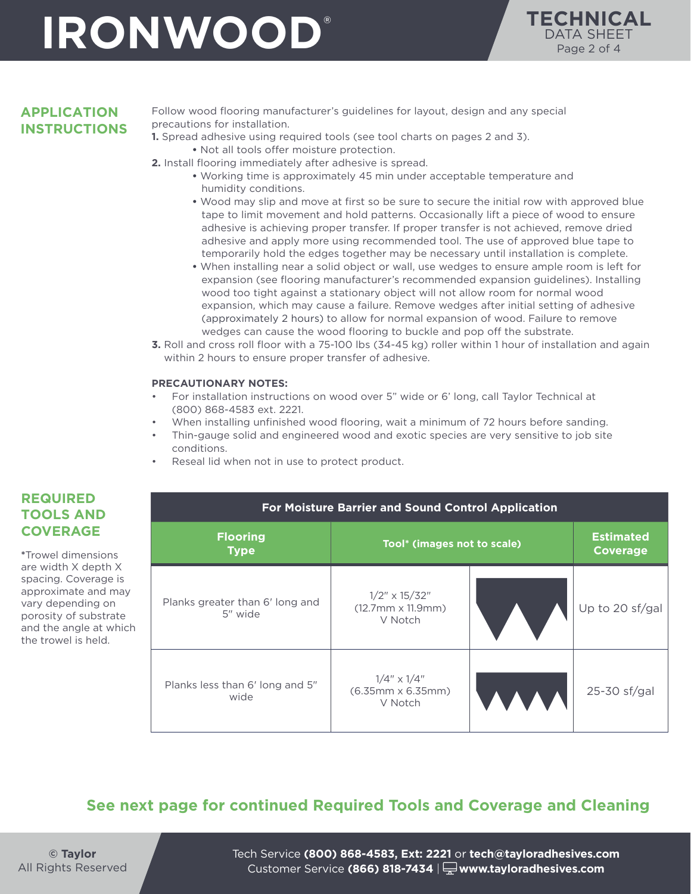## APPLICATION INSTRUCTIONS

Follow wood flooring manufacturer's guidelines for layout, design and any special precautions for installation.

**1.** Spread adhesive using required tools (see tool charts on pages 2 and 3).
   - Not all tools offer moisture protection.

**2.** Install flooring immediately after adhesive is spread.
   - Working time is approximately 45 min under acceptable temperature and humidity conditions.
   - Wood may slip and move at first so be sure to secure the initial row with approved blue tape to limit movement and hold patterns. Occasionally lift a piece of wood to ensure adhesive is achieving proper transfer. If proper transfer is not achieved, remove dried adhesive and apply more using recommended tool. The use of approved blue tape to temporarily hold the edges together may be necessary until installation is complete.
   - When installing near a solid object or wall, use wedges to ensure ample room is left for expansion (see flooring manufacturer's recommended expansion guidelines). Installing wood too tight against a stationary object will not allow room for normal wood expansion, which may cause a failure. Remove wedges after initial setting of adhesive (approximately 2 hours) to allow for normal expansion of wood. Failure to remove wedges can cause the wood flooring to buckle and pop off the substrate.

**3.** Roll and cross roll floor with a 75-100 lbs (34-45 kg) roller within 1 hour of installation and again within 2 hours to ensure proper transfer of adhesive.

**PRECAUTIONARY NOTES:**

- For installation instructions on wood over 5" wide or 6' long, call Taylor Technical at (800) 868-4583 ext. 2221.
- When installing unfinished wood flooring, wait a minimum of 72 hours before sanding.
- Thin-gauge solid and engineered wood and exotic species are very sensitive to job site conditions.
- Reseal lid when not in use to protect product.

## REQUIRED TOOLS AND COVERAGE

*Trowel dimensions are width X depth X spacing. Coverage is approximate and may vary depending on porosity of substrate and the angle at which the trowel is held.

| For Moisture Barrier and Sound Control Application | | | |
|---|---|---|---|
| **Flooring Type** | **Tool* (images not to scale)** | | **Estimated Coverage** |
| Planks greater than 6' long and 5" wide | 1/2" x 15/32" (12.7mm x 11.9mm) V Notch | | Up to 20 sf/gal |
| Planks less than 6' long and 5" wide | 1/4" x 1/4" (6.35mm x 6.35mm) V Notch | | 25-30 sf/gal |

**See next page for continued Required Tools and Coverage and Cleaning**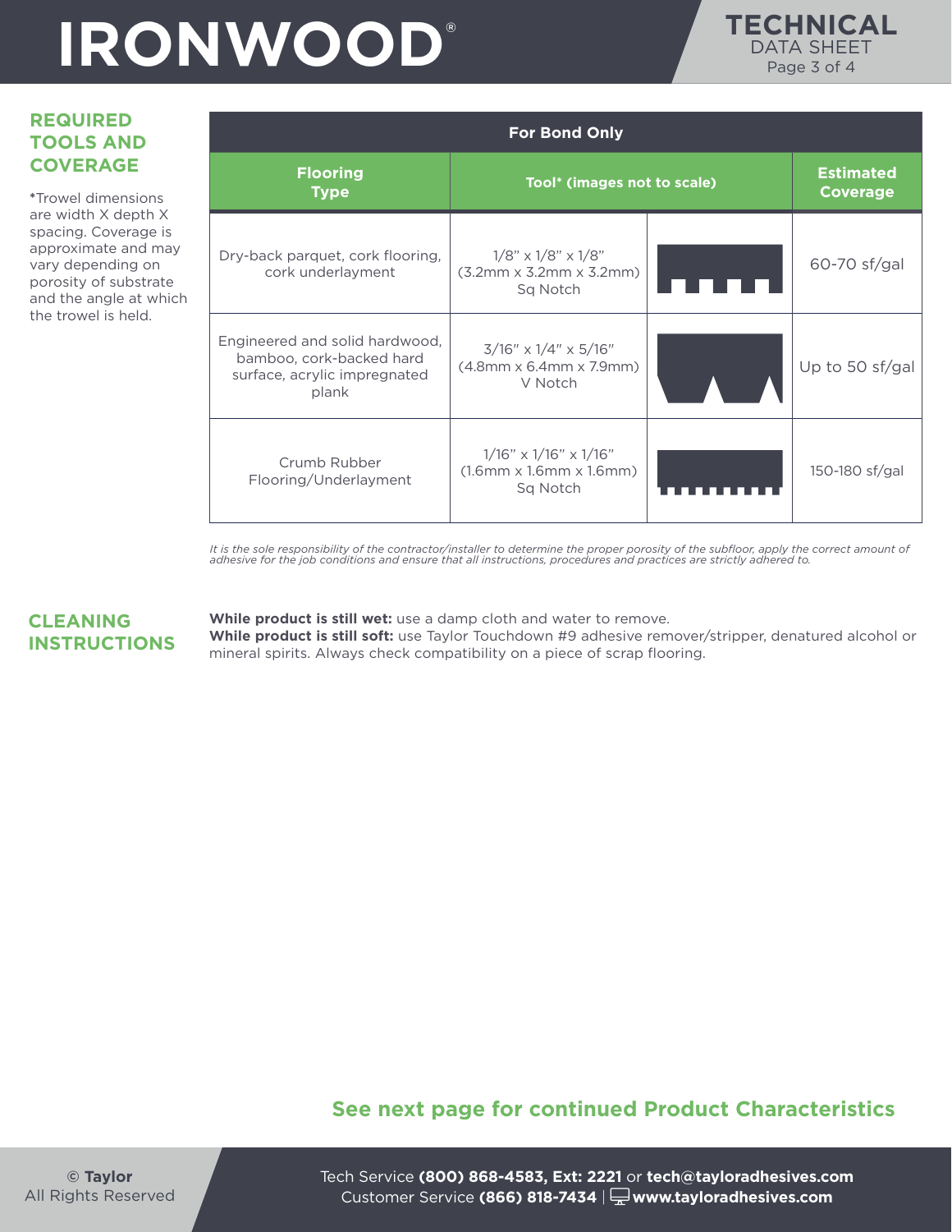## REQUIRED TOOLS AND COVERAGE

*Trowel dimensions are width X depth X spacing. Coverage is approximate and may vary depending on porosity of substrate and the angle at which the trowel is held.

| For Bond Only | | | |
|---|---|---|---|
| **Flooring Type** | **Tool* (images not to scale)** | | **Estimated Coverage** |
| Dry-back parquet, cork flooring, cork underlayment | 1/8" x 1/8" x 1/8" (3.2mm x 3.2mm x 3.2mm) Sq Notch | | 60-70 sf/gal |
| Engineered and solid hardwood, bamboo, cork-backed hard surface, acrylic impregnated plank | 3/16" x 1/4" x 5/16" (4.8mm x 6.4mm x 7.9mm) V Notch | | Up to 50 sf/gal |
| Crumb Rubber Flooring/Underlayment | 1/16" x 1/16" x 1/16" (1.6mm x 1.6mm x 1.6mm) Sq Notch | | 150-180 sf/gal |

*It is the sole responsibility of the contractor/installer to determine the proper porosity of the subfloor, apply the correct amount of adhesive for the job conditions and ensure that all instructions, procedures and practices are strictly adhered to.*

## CLEANING INSTRUCTIONS

**While product is still wet:** use a damp cloth and water to remove.
**While product is still soft:** use Taylor Touchdown #9 adhesive remover/stripper, denatured alcohol or mineral spirits. Always check compatibility on a piece of scrap flooring.

**See next page for continued Product Characteristics**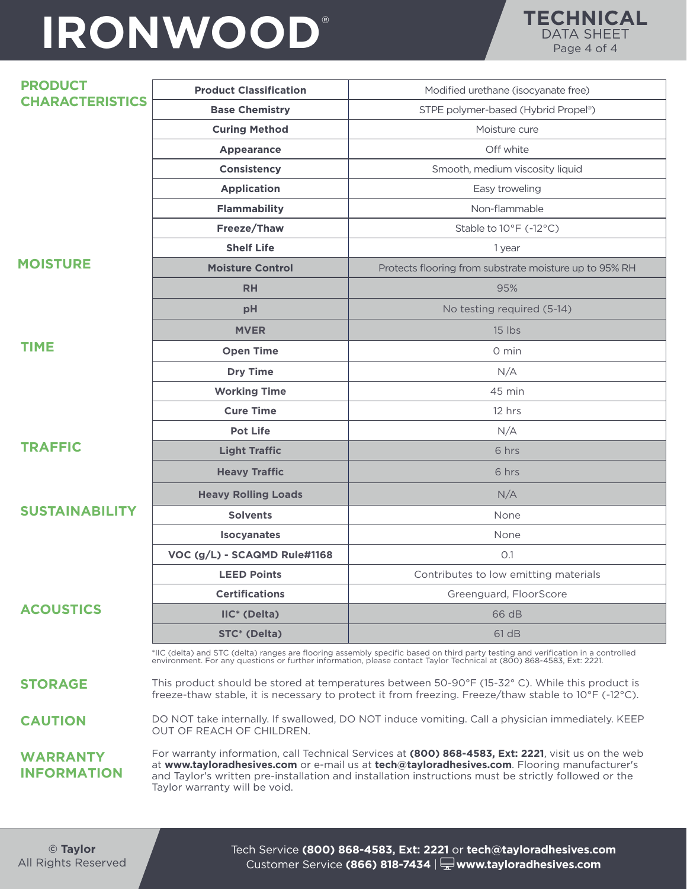## PRODUCT CHARACTERISTICS

| | | |
|---|---|---|
| PRODUCT CHARACTERISTICS | Product Classification | Modified urethane (isocyanate free) |
| | Base Chemistry | STPE polymer-based (Hybrid Propel®) |
| | Curing Method | Moisture cure |
| | Appearance | Off white |
| | Consistency | Smooth, medium viscosity liquid |
| | Application | Easy troweling |
| | Flammability | Non-flammable |
| | Freeze/Thaw | Stable to 10°F (-12°C) |
| | Shelf Life | 1 year |
| MOISTURE | Moisture Control | Protects flooring from substrate moisture up to 95% RH |
| | RH | 95% |
| | pH | No testing required (5-14) |
| | MVER | 15 lbs |
| TIME | Open Time | 0 min |
| | Dry Time | N/A |
| | Working Time | 45 min |
| | Cure Time | 12 hrs |
| | Pot Life | N/A |
| TRAFFIC | Light Traffic | 6 hrs |
| | Heavy Traffic | 6 hrs |
| | Heavy Rolling Loads | N/A |
| SUSTAINABILITY | Solvents | None |
| | Isocyanates | None |
| | VOC (g/L) - SCAQMD Rule#1168 | 0.1 |
| | LEED Points | Contributes to low emitting materials |
| | Certifications | Greenguard, FloorScore |
| ACOUSTICS | IIC* (Delta) | 66 dB |
| | STC* (Delta) | 61 dB |

*IIC (delta) and STC (delta) ranges are flooring assembly specific based on third party testing and verification in a controlled environment. For any questions or further information, please contact Taylor Technical at (800) 868-4583, Ext: 2221.

## STORAGE

This product should be stored at temperatures between 50-90°F (15-32° C). While this product is freeze-thaw stable, it is necessary to protect it from freezing. Freeze/thaw stable to 10°F (-12°C).

## CAUTION

DO NOT take internally. If swallowed, DO NOT induce vomiting. Call a physician immediately. KEEP OUT OF REACH OF CHILDREN.

## WARRANTY INFORMATION

For warranty information, call Technical Services at **(800) 868-4583, Ext: 2221**, visit us on the web at **www.tayloradhesives.com** or e-mail us at **tech@tayloradhesives.com**. Flooring manufacturer's and Taylor's written pre-installation and installation instructions must be strictly followed or the Taylor warranty will be void.